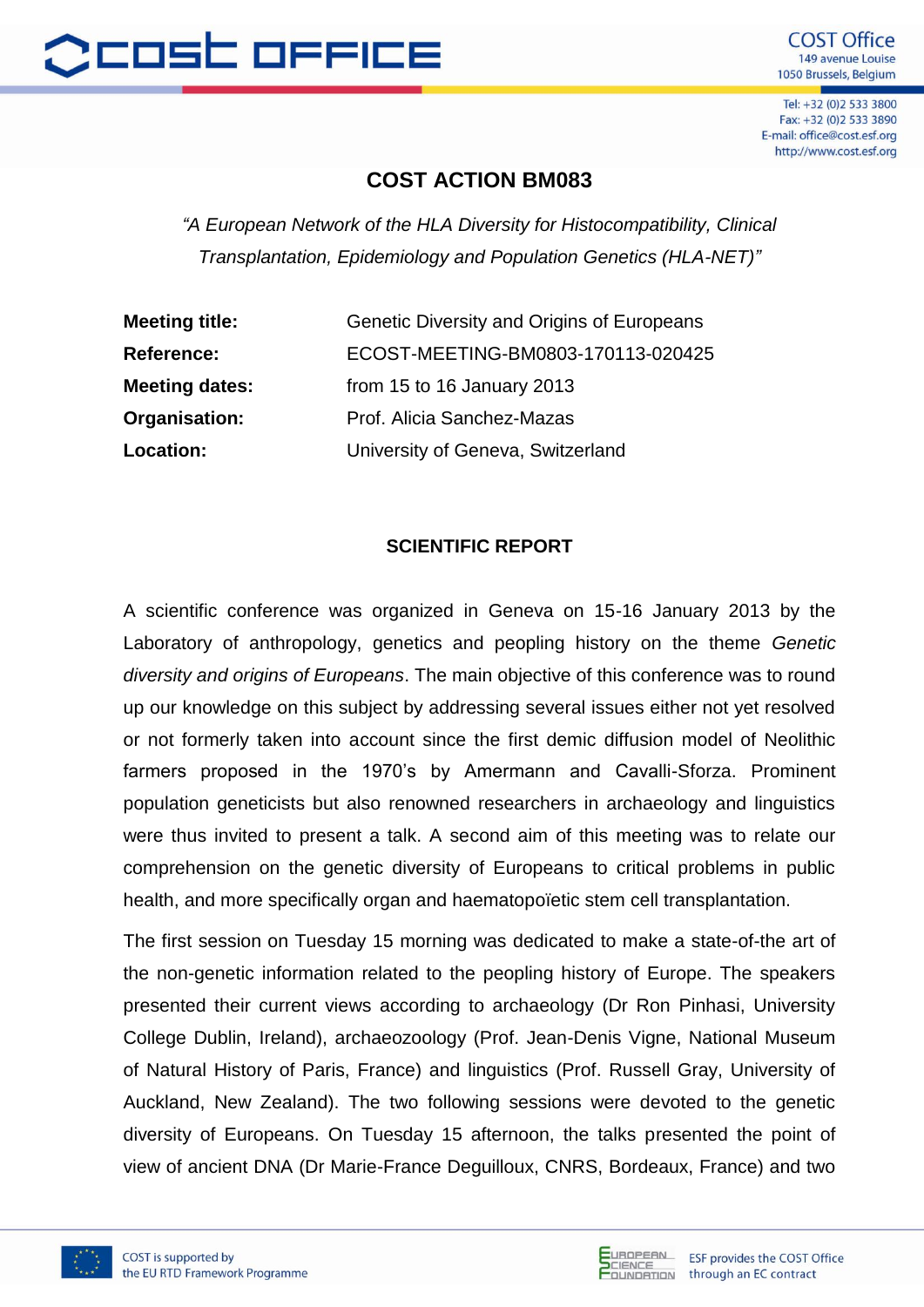## COST ACTION BM083

*"A European Network of the HLA Diversity for Histocompatibility, Clinical Transplantation, Epidemiology and Population Genetics (HLA-NET)"*

| | |
|---|---|
| **Meeting title:** | Genetic Diversity and Origins of Europeans |
| **Reference:** | ECOST-MEETING-BM0803-170113-020425 |
| **Meeting dates:** | from 15 to 16 January 2013 |
| **Organisation:** | Prof. Alicia Sanchez-Mazas |
| **Location:** | University of Geneva, Switzerland |

### SCIENTIFIC REPORT

A scientific conference was organized in Geneva on 15-16 January 2013 by the Laboratory of anthropology, genetics and peopling history on the theme *Genetic diversity and origins of Europeans*. The main objective of this conference was to round up our knowledge on this subject by addressing several issues either not yet resolved or not formerly taken into account since the first demic diffusion model of Neolithic farmers proposed in the 1970's by Amermann and Cavalli-Sforza. Prominent population geneticists but also renowned researchers in archaeology and linguistics were thus invited to present a talk. A second aim of this meeting was to relate our comprehension on the genetic diversity of Europeans to critical problems in public health, and more specifically organ and haematopoïetic stem cell transplantation.

The first session on Tuesday 15 morning was dedicated to make a state-of-the art of the non-genetic information related to the peopling history of Europe. The speakers presented their current views according to archaeology (Dr Ron Pinhasi, University College Dublin, Ireland), archaeozoology (Prof. Jean-Denis Vigne, National Museum of Natural History of Paris, France) and linguistics (Prof. Russell Gray, University of Auckland, New Zealand). The two following sessions were devoted to the genetic diversity of Europeans. On Tuesday 15 afternoon, the talks presented the point of view of ancient DNA (Dr Marie-France Deguilloux, CNRS, Bordeaux, France) and two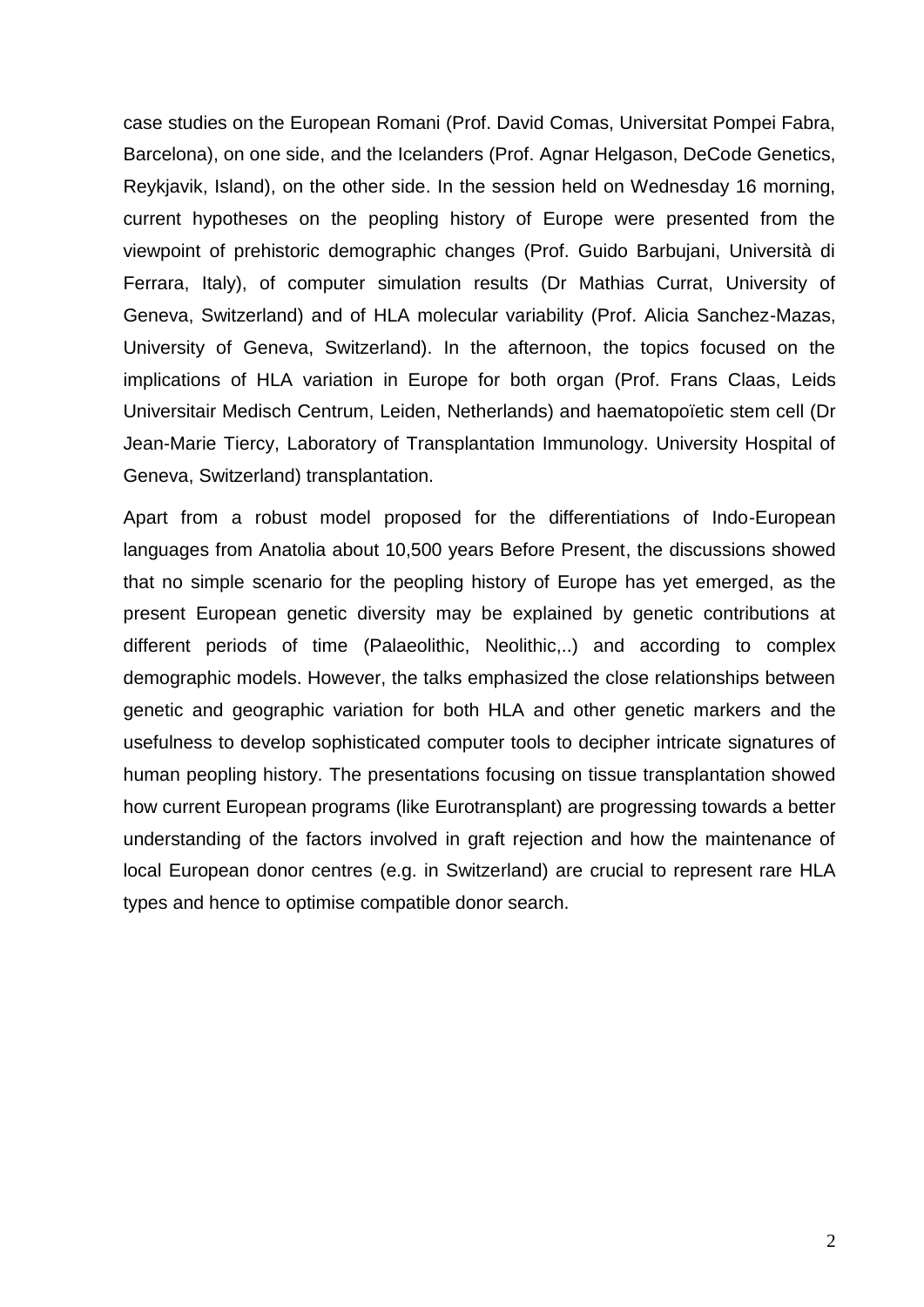case studies on the European Romani (Prof. David Comas, Universitat Pompei Fabra, Barcelona), on one side, and the Icelanders (Prof. Agnar Helgason, DeCode Genetics, Reykjavik, Island), on the other side. In the session held on Wednesday 16 morning, current hypotheses on the peopling history of Europe were presented from the viewpoint of prehistoric demographic changes (Prof. Guido Barbujani, Università di Ferrara, Italy), of computer simulation results (Dr Mathias Currat, University of Geneva, Switzerland) and of HLA molecular variability (Prof. Alicia Sanchez-Mazas, University of Geneva, Switzerland). In the afternoon, the topics focused on the implications of HLA variation in Europe for both organ (Prof. Frans Claas, Leids Universitair Medisch Centrum, Leiden, Netherlands) and haematopoïetic stem cell (Dr Jean-Marie Tiercy, Laboratory of Transplantation Immunology. University Hospital of Geneva, Switzerland) transplantation.

Apart from a robust model proposed for the differentiations of Indo-European languages from Anatolia about 10,500 years Before Present, the discussions showed that no simple scenario for the peopling history of Europe has yet emerged, as the present European genetic diversity may be explained by genetic contributions at different periods of time (Palaeolithic, Neolithic,..) and according to complex demographic models. However, the talks emphasized the close relationships between genetic and geographic variation for both HLA and other genetic markers and the usefulness to develop sophisticated computer tools to decipher intricate signatures of human peopling history. The presentations focusing on tissue transplantation showed how current European programs (like Eurotransplant) are progressing towards a better understanding of the factors involved in graft rejection and how the maintenance of local European donor centres (e.g. in Switzerland) are crucial to represent rare HLA types and hence to optimise compatible donor search.